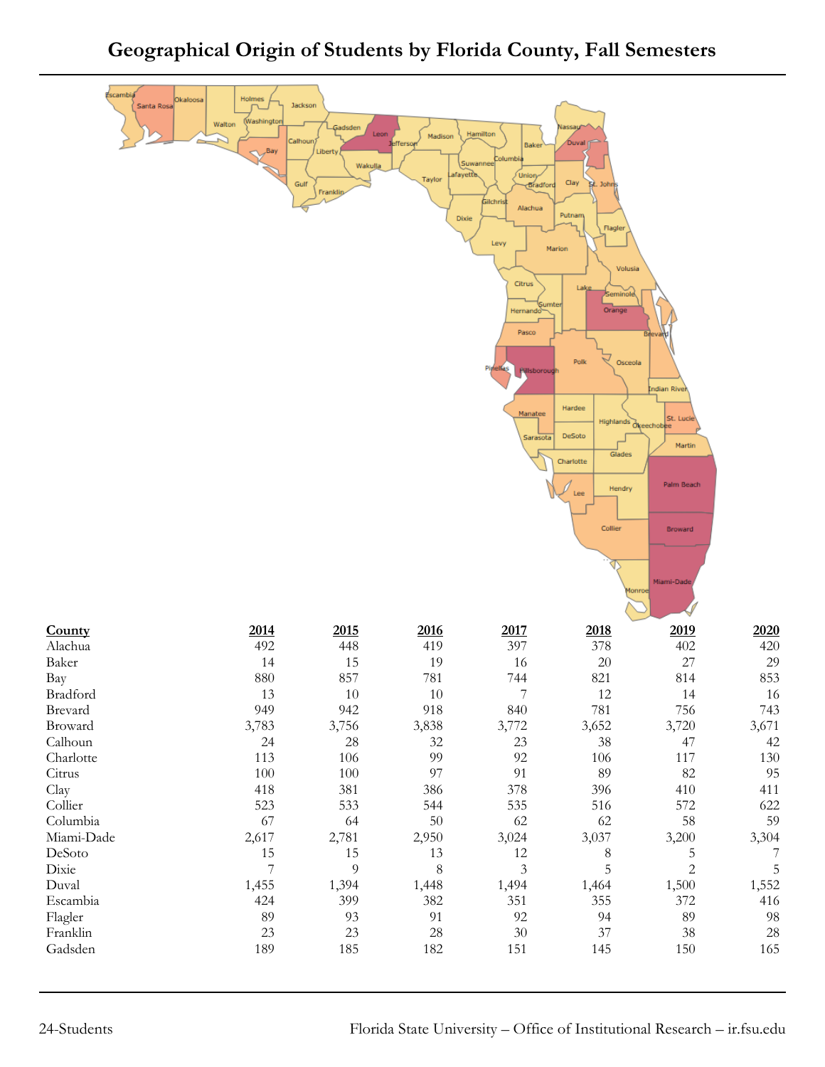# Geographical Origin of Students by Florida County, Fall Semesters

| County | 2014 | 2015 | 2016 | 2017 | 2018 | 2019 | 2020 |
|---|---|---|---|---|---|---|---|
| Alachua | 492 | 448 | 419 | 397 | 378 | 402 | 420 |
| Baker | 14 | 15 | 19 | 16 | 20 | 27 | 29 |
| Bay | 880 | 857 | 781 | 744 | 821 | 814 | 853 |
| Bradford | 13 | 10 | 10 | 7 | 12 | 14 | 16 |
| Brevard | 949 | 942 | 918 | 840 | 781 | 756 | 743 |
| Broward | 3,783 | 3,756 | 3,838 | 3,772 | 3,652 | 3,720 | 3,671 |
| Calhoun | 24 | 28 | 32 | 23 | 38 | 47 | 42 |
| Charlotte | 113 | 106 | 99 | 92 | 106 | 117 | 130 |
| Citrus | 100 | 100 | 97 | 91 | 89 | 82 | 95 |
| Clay | 418 | 381 | 386 | 378 | 396 | 410 | 411 |
| Collier | 523 | 533 | 544 | 535 | 516 | 572 | 622 |
| Columbia | 67 | 64 | 50 | 62 | 62 | 58 | 59 |
| Miami-Dade | 2,617 | 2,781 | 2,950 | 3,024 | 3,037 | 3,200 | 3,304 |
| DeSoto | 15 | 15 | 13 | 12 | 8 | 5 | 7 |
| Dixie | 7 | 9 | 8 | 3 | 5 | 2 | 5 |
| Duval | 1,455 | 1,394 | 1,448 | 1,494 | 1,464 | 1,500 | 1,552 |
| Escambia | 424 | 399 | 382 | 351 | 355 | 372 | 416 |
| Flagler | 89 | 93 | 91 | 92 | 94 | 89 | 98 |
| Franklin | 23 | 23 | 28 | 30 | 37 | 38 | 28 |
| Gadsden | 189 | 185 | 182 | 151 | 145 | 150 | 165 |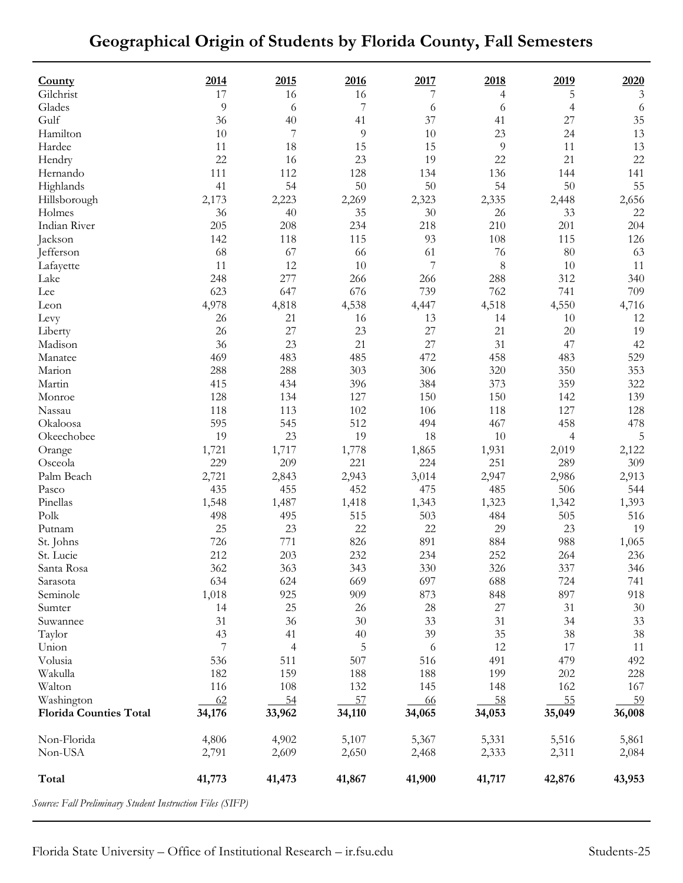# Geographical Origin of Students by Florida County, Fall Semesters

| County | 2014 | 2015 | 2016 | 2017 | 2018 | 2019 | 2020 |
|---|---|---|---|---|---|---|---|
| Gilchrist | 17 | 16 | 16 | 7 | 4 | 5 | 3 |
| Glades | 9 | 6 | 7 | 6 | 6 | 4 | 6 |
| Gulf | 36 | 40 | 41 | 37 | 41 | 27 | 35 |
| Hamilton | 10 | 7 | 9 | 10 | 23 | 24 | 13 |
| Hardee | 11 | 18 | 15 | 15 | 9 | 11 | 13 |
| Hendry | 22 | 16 | 23 | 19 | 22 | 21 | 22 |
| Hernando | 111 | 112 | 128 | 134 | 136 | 144 | 141 |
| Highlands | 41 | 54 | 50 | 50 | 54 | 50 | 55 |
| Hillsborough | 2,173 | 2,223 | 2,269 | 2,323 | 2,335 | 2,448 | 2,656 |
| Holmes | 36 | 40 | 35 | 30 | 26 | 33 | 22 |
| Indian River | 205 | 208 | 234 | 218 | 210 | 201 | 204 |
| Jackson | 142 | 118 | 115 | 93 | 108 | 115 | 126 |
| Jefferson | 68 | 67 | 66 | 61 | 76 | 80 | 63 |
| Lafayette | 11 | 12 | 10 | 7 | 8 | 10 | 11 |
| Lake | 248 | 277 | 266 | 266 | 288 | 312 | 340 |
| Lee | 623 | 647 | 676 | 739 | 762 | 741 | 709 |
| Leon | 4,978 | 4,818 | 4,538 | 4,447 | 4,518 | 4,550 | 4,716 |
| Levy | 26 | 21 | 16 | 13 | 14 | 10 | 12 |
| Liberty | 26 | 27 | 23 | 27 | 21 | 20 | 19 |
| Madison | 36 | 23 | 21 | 27 | 31 | 47 | 42 |
| Manatee | 469 | 483 | 485 | 472 | 458 | 483 | 529 |
| Marion | 288 | 288 | 303 | 306 | 320 | 350 | 353 |
| Martin | 415 | 434 | 396 | 384 | 373 | 359 | 322 |
| Monroe | 128 | 134 | 127 | 150 | 150 | 142 | 139 |
| Nassau | 118 | 113 | 102 | 106 | 118 | 127 | 128 |
| Okaloosa | 595 | 545 | 512 | 494 | 467 | 458 | 478 |
| Okeechobee | 19 | 23 | 19 | 18 | 10 | 4 | 5 |
| Orange | 1,721 | 1,717 | 1,778 | 1,865 | 1,931 | 2,019 | 2,122 |
| Osceola | 229 | 209 | 221 | 224 | 251 | 289 | 309 |
| Palm Beach | 2,721 | 2,843 | 2,943 | 3,014 | 2,947 | 2,986 | 2,913 |
| Pasco | 435 | 455 | 452 | 475 | 485 | 506 | 544 |
| Pinellas | 1,548 | 1,487 | 1,418 | 1,343 | 1,323 | 1,342 | 1,393 |
| Polk | 498 | 495 | 515 | 503 | 484 | 505 | 516 |
| Putnam | 25 | 23 | 22 | 22 | 29 | 23 | 19 |
| St. Johns | 726 | 771 | 826 | 891 | 884 | 988 | 1,065 |
| St. Lucie | 212 | 203 | 232 | 234 | 252 | 264 | 236 |
| Santa Rosa | 362 | 363 | 343 | 330 | 326 | 337 | 346 |
| Sarasota | 634 | 624 | 669 | 697 | 688 | 724 | 741 |
| Seminole | 1,018 | 925 | 909 | 873 | 848 | 897 | 918 |
| Sumter | 14 | 25 | 26 | 28 | 27 | 31 | 30 |
| Suwannee | 31 | 36 | 30 | 33 | 31 | 34 | 33 |
| Taylor | 43 | 41 | 40 | 39 | 35 | 38 | 38 |
| Union | 7 | 4 | 5 | 6 | 12 | 17 | 11 |
| Volusia | 536 | 511 | 507 | 516 | 491 | 479 | 492 |
| Wakulla | 182 | 159 | 188 | 188 | 199 | 202 | 228 |
| Walton | 116 | 108 | 132 | 145 | 148 | 162 | 167 |
| Washington | 62 | 54 | 57 | 66 | 58 | 55 | 59 |
| **Florida Counties Total** | **34,176** | **33,962** | **34,110** | **34,065** | **34,053** | **35,049** | **36,008** |
| Non-Florida | 4,806 | 4,902 | 5,107 | 5,367 | 5,331 | 5,516 | 5,861 |
| Non-USA | 2,791 | 2,609 | 2,650 | 2,468 | 2,333 | 2,311 | 2,084 |
| **Total** | **41,773** | **41,473** | **41,867** | **41,900** | **41,717** | **42,876** | **43,953** |

*Source: Fall Preliminary Student Instruction Files (SIFP)*